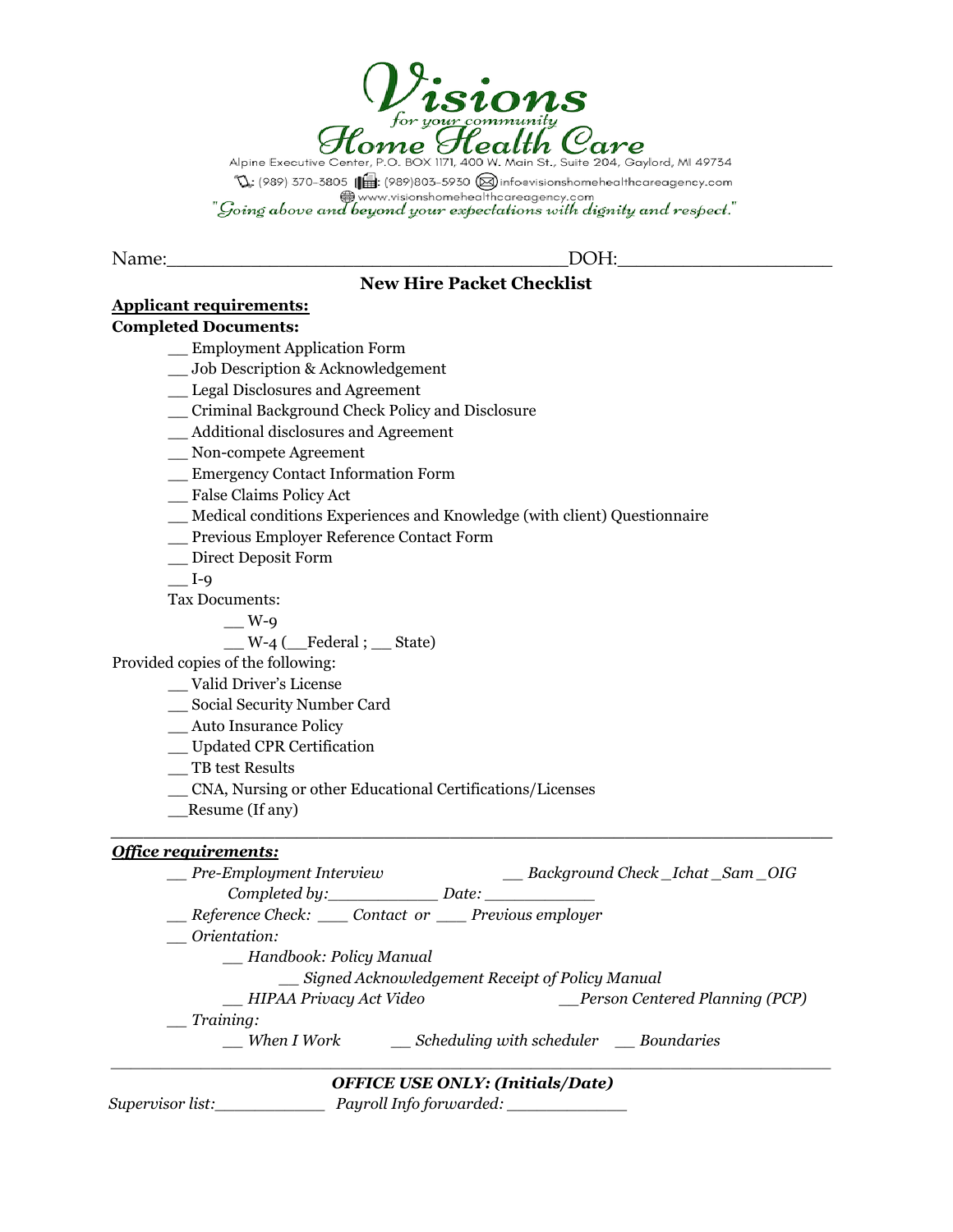# Visions

*for your community*

## Home Health Care

Alpine Executive Center, P.O. BOX 1171, 400 W. Main St., Suite 204, Gaylord, MI 49734

: (989) 370-3805 : (989)803-5930 infoevisionshomehealthcareagency.com

www.visionshomehealthcareagency.com

*"Going above and beyond your expectations with dignity and respect."*

Name:______________________________________DOH:____________________

### New Hire Packet Checklist

**Applicant requirements:**

**Completed Documents:**

- __ Employment Application Form
- __ Job Description & Acknowledgement
- __ Legal Disclosures and Agreement
- __ Criminal Background Check Policy and Disclosure
- __ Additional disclosures and Agreement
- __ Non-compete Agreement
- __ Emergency Contact Information Form
- __ False Claims Policy Act
- __ Medical conditions Experiences and Knowledge (with client) Questionnaire
- __ Previous Employer Reference Contact Form
- __ Direct Deposit Form
- __ I-9
- Tax Documents:
  - __ W-9
  - __ W-4 (__Federal ; __ State)

Provided copies of the following:

- __ Valid Driver's License
- __ Social Security Number Card
- __ Auto Insurance Policy
- __ Updated CPR Certification
- __ TB test Results
- __ CNA, Nursing or other Educational Certifications/Licenses
- __Resume (If any)

---

***Office requirements:***

- *__ Pre-Employment Interview* *__ Background Check _Ichat _Sam _OIG*
  - *Completed by:___________ Date: ___________*
- *__ Reference Check: ___ Contact or ___ Previous employer*
- *__ Orientation:*
  - *__ Handbook: Policy Manual*
    - *__ Signed Acknowledgement Receipt of Policy Manual*
  - *__ HIPAA Privacy Act Video* *__Person Centered Planning (PCP)*
- *__ Training:*
  - *__ When I Work* *__ Scheduling with scheduler* *__ Boundaries*

---

***OFFICE USE ONLY: (Initials/Date)***

*Supervisor list:___________ Payroll Info forwarded: ____________*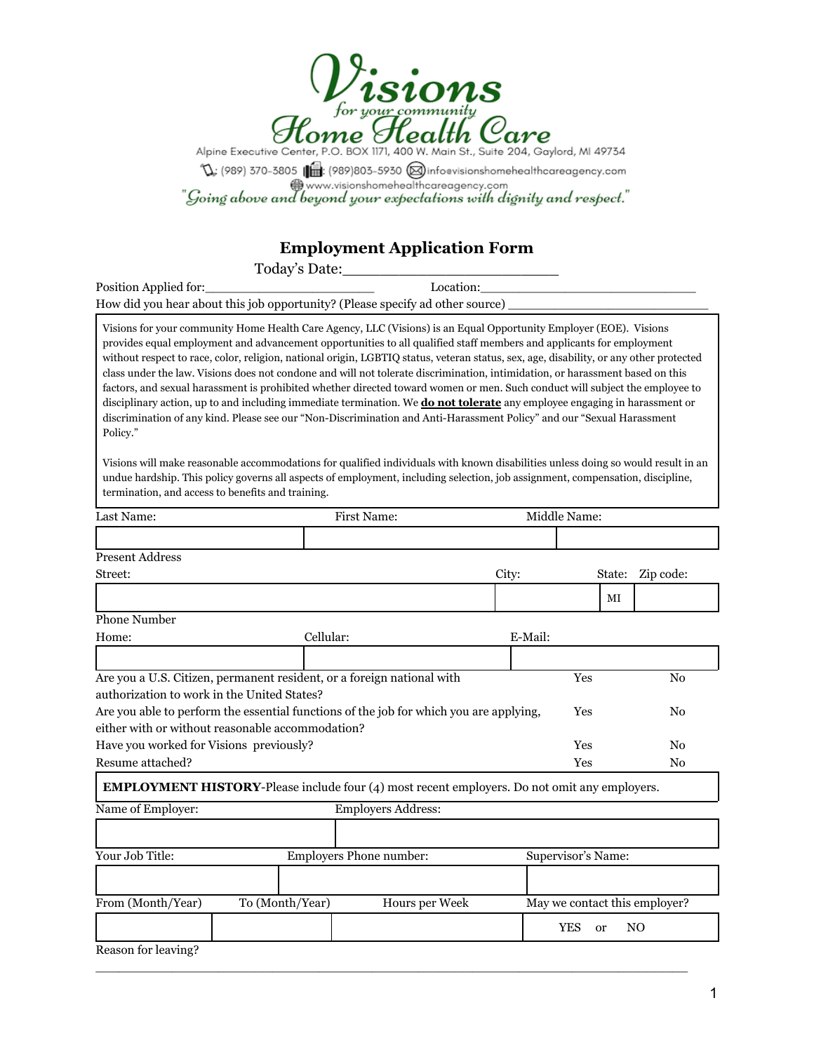# Visions

*for your community*

# Home Health Care

Alpine Executive Center, P.O. BOX 1171, 400 W. Main St., Suite 204, Gaylord, MI 49734

: (989) 370-3805 : (989)803-5930 info@visionshomehealthcareagency.com

www.visionshomehealthcareagency.com

*"Going above and beyond your expectations with dignity and respect."*

## Employment Application Form

Today's Date:_________________________

Position Applied for:______________________ Location:____________________________

How did you hear about this job opportunity? (Please specify ad other source) __________________________

Visions for your community Home Health Care Agency, LLC (Visions) is an Equal Opportunity Employer (EOE). Visions provides equal employment and advancement opportunities to all qualified staff members and applicants for employment without respect to race, color, religion, national origin, LGBTIQ status, veteran status, sex, age, disability, or any other protected class under the law. Visions does not condone and will not tolerate discrimination, intimidation, or harassment based on this factors, and sexual harassment is prohibited whether directed toward women or men. Such conduct will subject the employee to disciplinary action, up to and including immediate termination. We **do not tolerate** any employee engaging in harassment or discrimination of any kind. Please see our "Non-Discrimination and Anti-Harassment Policy" and our "Sexual Harassment Policy."

Visions will make reasonable accommodations for qualified individuals with known disabilities unless doing so would result in an undue hardship. This policy governs all aspects of employment, including selection, job assignment, compensation, discipline, termination, and access to benefits and training.

| Last Name: | First Name: | Middle Name: |
|---|---|---|
| | | |

Present Address

| Street: | City: | State: | Zip code: |
|---|---|---|---|
| | | MI | |

Phone Number

| Home: | Cellular: | E-Mail: |
|---|---|---|
| | | |

| | | |
|---|---|---|
| Are you a U.S. Citizen, permanent resident, or a foreign national with authorization to work in the United States? | Yes | No |
| Are you able to perform the essential functions of the job for which you are applying, either with or without reasonable accommodation? | Yes | No |
| Have you worked for Visions previously? | Yes | No |
| Resume attached? | Yes | No |

**EMPLOYMENT HISTORY**-Please include four (4) most recent employers. Do not omit any employers.

| Name of Employer: | Employers Address: |
|---|---|
| | |

| Your Job Title: | Employers Phone number: | Supervisor's Name: |
|---|---|---|
| | | |

| From (Month/Year) | To (Month/Year) | Hours per Week | May we contact this employer? |
|---|---|---|---|
| | | | YES or NO |

Reason for leaving?

___________________________________________________________________________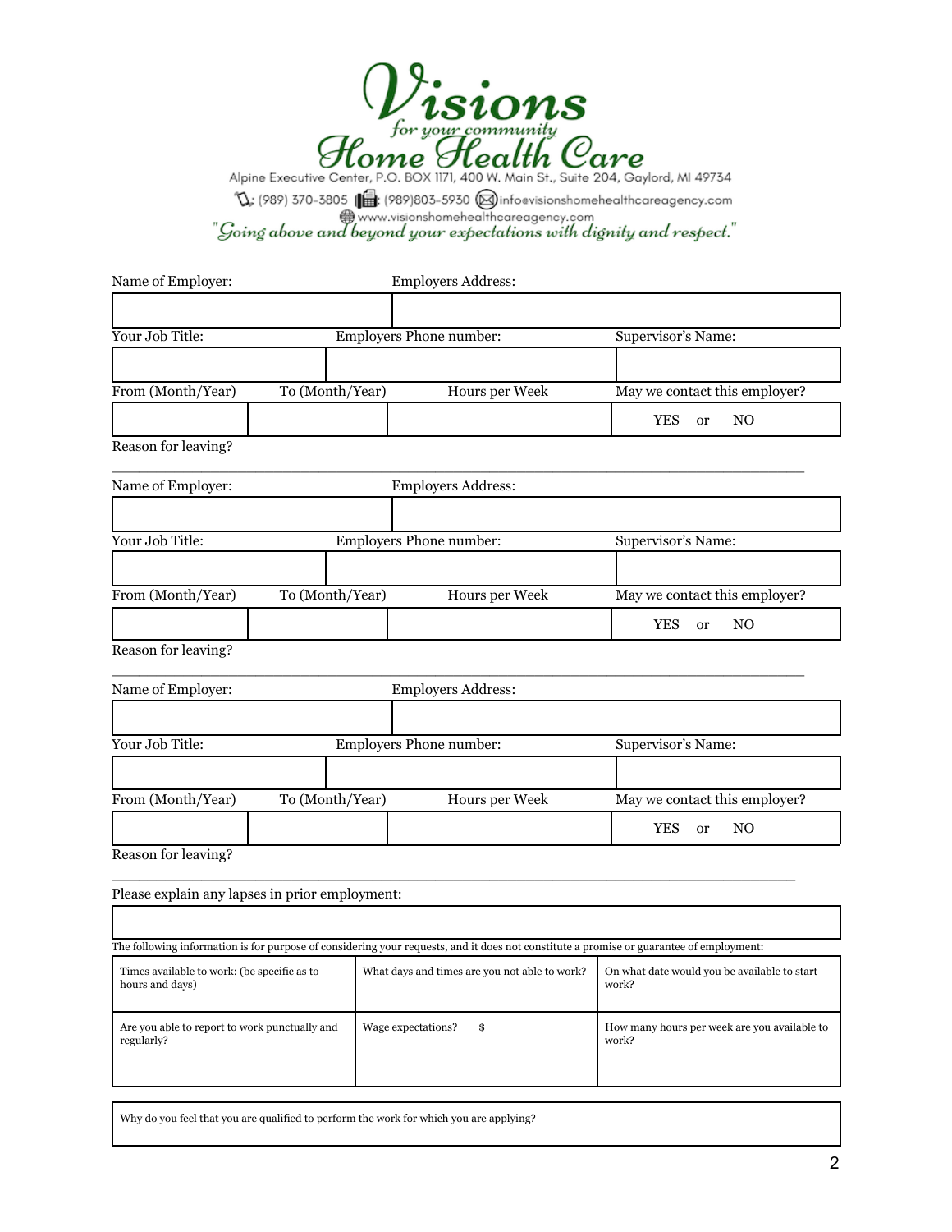**Visions** *for your community* **Home Health Care**

Alpine Executive Center, P.O. BOX 1171, 400 W. Main St., Suite 204, Gaylord, MI 49734

: (989) 370-3805 : (989)803-5930 infoevisionshomehealthcareagency.com

www.visionshomehealthcareagency.com

*"Going above and beyond your expectations with dignity and respect."*

| Name of Employer: | Employers Address: |
|---|---|
| | |

| Your Job Title: | Employers Phone number: | Supervisor's Name: |
|---|---|---|
| | | |

| From (Month/Year) | To (Month/Year) | Hours per Week | May we contact this employer? |
|---|---|---|---|
| | | | YES or NO |

Reason for leaving? ______________________________________________________________

| Name of Employer: | Employers Address: |
|---|---|
| | |

| Your Job Title: | Employers Phone number: | Supervisor's Name: |
|---|---|---|
| | | |

| From (Month/Year) | To (Month/Year) | Hours per Week | May we contact this employer? |
|---|---|---|---|
| | | | YES or NO |

Reason for leaving? ______________________________________________________________

| Name of Employer: | Employers Address: |
|---|---|
| | |

| Your Job Title: | Employers Phone number: | Supervisor's Name: |
|---|---|---|
| | | |

| From (Month/Year) | To (Month/Year) | Hours per Week | May we contact this employer? |
|---|---|---|---|
| | | | YES or NO |

Reason for leaving? ______________________________________________________________

Please explain any lapses in prior employment:

| |
|---|
| |

The following information is for purpose of considering your requests, and it does not constitute a promise or guarantee of employment:

| Times available to work: (be specific as to hours and days) | What days and times are you not able to work? | On what date would you be available to start work? |
|---|---|---|
| Are you able to report to work punctually and regularly? | Wage expectations? $______________ | How many hours per week are you available to work? |

| Why do you feel that you are qualified to perform the work for which you are applying? |
|---|
| |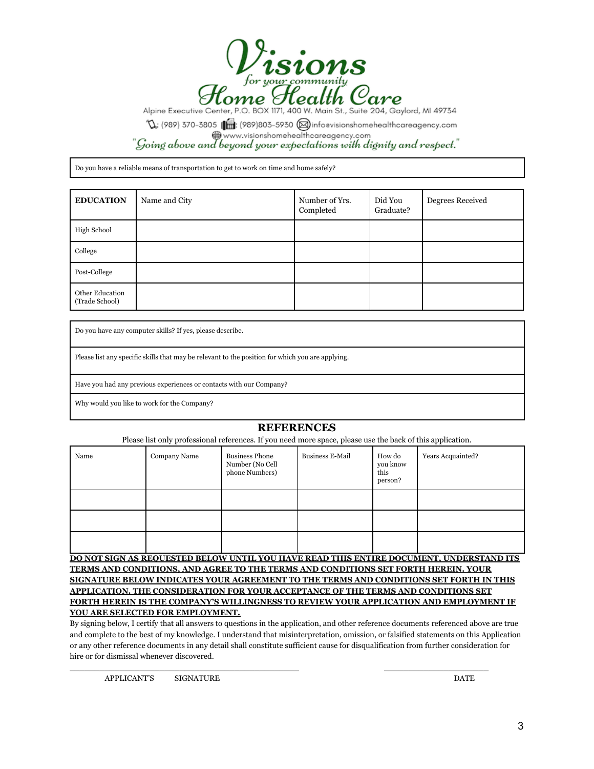# Visions for your community Home Health Care

Alpine Executive Center, P.O. BOX 1171, 400 W. Main St., Suite 204, Gaylord, MI 49734

: (989) 370-3805 : (989)803-5930 info@visionshomehealthcareagency.com

www.visionshomehealthcareagency.com

*"Going above and beyond your expectations with dignity and respect."*

| Do you have a reliable means of transportation to get to work on time and home safely? |
|---|

| **EDUCATION** | Name and City | Number of Yrs. Completed | Did You Graduate? | Degrees Received |
|---|---|---|---|---|
| High School | | | | |
| College | | | | |
| Post-College | | | | |
| Other Education (Trade School) | | | | |

| Do you have any computer skills? If yes, please describe. |
|---|
| Please list any specific skills that may be relevant to the position for which you are applying. |
| Have you had any previous experiences or contacts with our Company? |
| Why would you like to work for the Company? |

## REFERENCES

Please list only professional references. If you need more space, please use the back of this application.

| Name | Company Name | Business Phone Number (No Cell phone Numbers) | Business E-Mail | How do you know this person? | Years Acquainted? |
|---|---|---|---|---|---|
| | | | | | |
| | | | | | |
| | | | | | |

**DO NOT SIGN AS REQUESTED BELOW UNTIL YOU HAVE READ THIS ENTIRE DOCUMENT, UNDERSTAND ITS TERMS AND CONDITIONS, AND AGREE TO THE TERMS AND CONDITIONS SET FORTH HEREIN. YOUR SIGNATURE BELOW INDICATES YOUR AGREEMENT TO THE TERMS AND CONDITIONS SET FORTH IN THIS APPLICATION. THE CONSIDERATION FOR YOUR ACCEPTANCE OF THE TERMS AND CONDITIONS SET FORTH HEREIN IS THE COMPANY'S WILLINGNESS TO REVIEW YOUR APPLICATION AND EMPLOYMENT IF YOU ARE SELECTED FOR EMPLOYMENT.**

By signing below, I certify that all answers to questions in the application, and other reference documents referenced above are true and complete to the best of my knowledge. I understand that misinterpretation, omission, or falsified statements on this Application or any other reference documents in any detail shall constitute sufficient cause for disqualification from further consideration for hire or for dismissal whenever discovered.

\_\_\_\_\_\_\_\_\_\_\_\_\_\_\_\_\_\_\_\_\_\_\_\_\_\_\_\_\_\_\_\_\_\_\_\_\_\_\_\_\_\_\_\_ \_\_\_\_\_\_\_\_\_\_\_\_\_\_\_\_\_\_\_\_

APPLICANT'S SIGNATURE DATE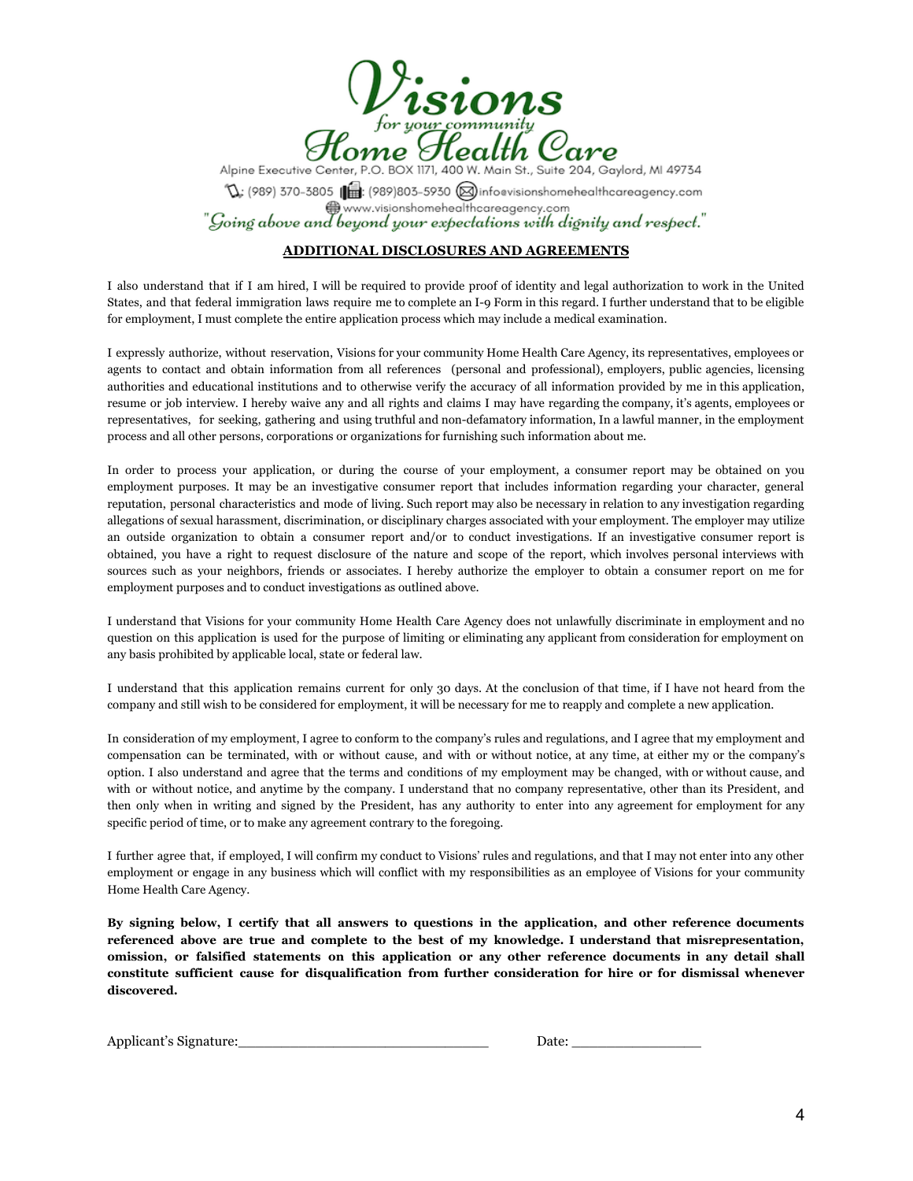# Visions for your community Home Health Care

Alpine Executive Center, P.O. BOX 1171, 400 W. Main St., Suite 204, Gaylord, MI 49734

(989) 370-3805 | (989)803-5930 | info@visionshomehealthcareagency.com

www.visionshomehealthcareagency.com

*"Going above and beyond your expectations with dignity and respect."*

## ADDITIONAL DISCLOSURES AND AGREEMENTS

I also understand that if I am hired, I will be required to provide proof of identity and legal authorization to work in the United States, and that federal immigration laws require me to complete an I-9 Form in this regard. I further understand that to be eligible for employment, I must complete the entire application process which may include a medical examination.

I expressly authorize, without reservation, Visions for your community Home Health Care Agency, its representatives, employees or agents to contact and obtain information from all references (personal and professional), employers, public agencies, licensing authorities and educational institutions and to otherwise verify the accuracy of all information provided by me in this application, resume or job interview. I hereby waive any and all rights and claims I may have regarding the company, it's agents, employees or representatives, for seeking, gathering and using truthful and non-defamatory information, In a lawful manner, in the employment process and all other persons, corporations or organizations for furnishing such information about me.

In order to process your application, or during the course of your employment, a consumer report may be obtained on you employment purposes. It may be an investigative consumer report that includes information regarding your character, general reputation, personal characteristics and mode of living. Such report may also be necessary in relation to any investigation regarding allegations of sexual harassment, discrimination, or disciplinary charges associated with your employment. The employer may utilize an outside organization to obtain a consumer report and/or to conduct investigations. If an investigative consumer report is obtained, you have a right to request disclosure of the nature and scope of the report, which involves personal interviews with sources such as your neighbors, friends or associates. I hereby authorize the employer to obtain a consumer report on me for employment purposes and to conduct investigations as outlined above.

I understand that Visions for your community Home Health Care Agency does not unlawfully discriminate in employment and no question on this application is used for the purpose of limiting or eliminating any applicant from consideration for employment on any basis prohibited by applicable local, state or federal law.

I understand that this application remains current for only 30 days. At the conclusion of that time, if I have not heard from the company and still wish to be considered for employment, it will be necessary for me to reapply and complete a new application.

In consideration of my employment, I agree to conform to the company's rules and regulations, and I agree that my employment and compensation can be terminated, with or without cause, and with or without notice, at any time, at either my or the company's option. I also understand and agree that the terms and conditions of my employment may be changed, with or without cause, and with or without notice, and anytime by the company. I understand that no company representative, other than its President, and then only when in writing and signed by the President, has any authority to enter into any agreement for employment for any specific period of time, or to make any agreement contrary to the foregoing.

I further agree that, if employed, I will confirm my conduct to Visions' rules and regulations, and that I may not enter into any other employment or engage in any business which will conflict with my responsibilities as an employee of Visions for your community Home Health Care Agency.

**By signing below, I certify that all answers to questions in the application, and other reference documents referenced above are true and complete to the best of my knowledge. I understand that misrepresentation, omission, or falsified statements on this application or any other reference documents in any detail shall constitute sufficient cause for disqualification from further consideration for hire or for dismissal whenever discovered.**

Applicant's Signature:______________________________ Date: ________________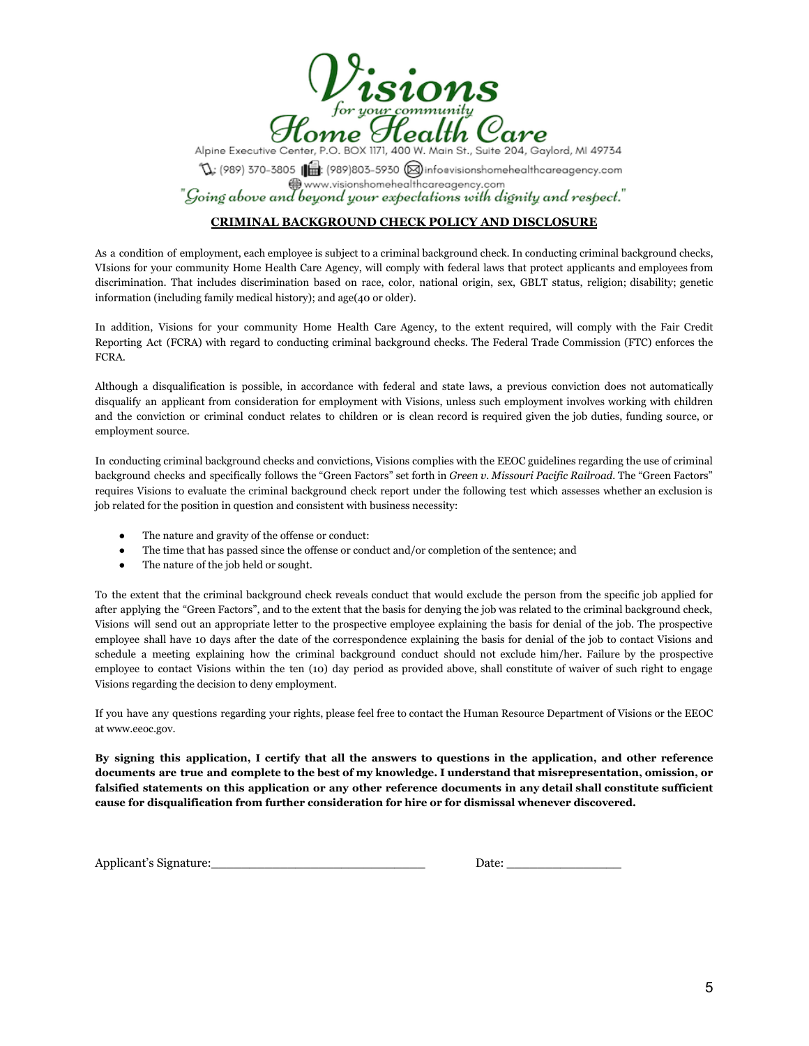# Visions

*for your community*

# Home Health Care

Alpine Executive Center, P.O. BOX 1171, 400 W. Main St., Suite 204, Gaylord, MI 49734

: (989) 370-3805 : (989)803-5930 info@visionshomehealthcareagency.com

www.visionshomehealthcareagency.com

*"Going above and beyond your expectations with dignity and respect."*

## CRIMINAL BACKGROUND CHECK POLICY AND DISCLOSURE

As a condition of employment, each employee is subject to a criminal background check. In conducting criminal background checks, VIsions for your community Home Health Care Agency, will comply with federal laws that protect applicants and employees from discrimination. That includes discrimination based on race, color, national origin, sex, GBLT status, religion; disability; genetic information (including family medical history); and age(40 or older).

In addition, Visions for your community Home Health Care Agency, to the extent required, will comply with the Fair Credit Reporting Act (FCRA) with regard to conducting criminal background checks. The Federal Trade Commission (FTC) enforces the FCRA.

Although a disqualification is possible, in accordance with federal and state laws, a previous conviction does not automatically disqualify an applicant from consideration for employment with Visions, unless such employment involves working with children and the conviction or criminal conduct relates to children or is clean record is required given the job duties, funding source, or employment source.

In conducting criminal background checks and convictions, Visions complies with the EEOC guidelines regarding the use of criminal background checks and specifically follows the "Green Factors" set forth in *Green v. Missouri Pacific Railroad*. The "Green Factors" requires Visions to evaluate the criminal background check report under the following test which assesses whether an exclusion is job related for the position in question and consistent with business necessity:

- The nature and gravity of the offense or conduct:
- The time that has passed since the offense or conduct and/or completion of the sentence; and
- The nature of the job held or sought.

To the extent that the criminal background check reveals conduct that would exclude the person from the specific job applied for after applying the "Green Factors", and to the extent that the basis for denying the job was related to the criminal background check, Visions will send out an appropriate letter to the prospective employee explaining the basis for denial of the job. The prospective employee shall have 10 days after the date of the correspondence explaining the basis for denial of the job to contact Visions and schedule a meeting explaining how the criminal background conduct should not exclude him/her. Failure by the prospective employee to contact Visions within the ten (10) day period as provided above, shall constitute of waiver of such right to engage Visions regarding the decision to deny employment.

If you have any questions regarding your rights, please feel free to contact the Human Resource Department of Visions or the EEOC at www.eeoc.gov.

**By signing this application, I certify that all the answers to questions in the application, and other reference documents are true and complete to the best of my knowledge. I understand that misrepresentation, omission, or falsified statements on this application or any other reference documents in any detail shall constitute sufficient cause for disqualification from further consideration for hire or for dismissal whenever discovered.**

Applicant's Signature:_____________________________ Date: _______________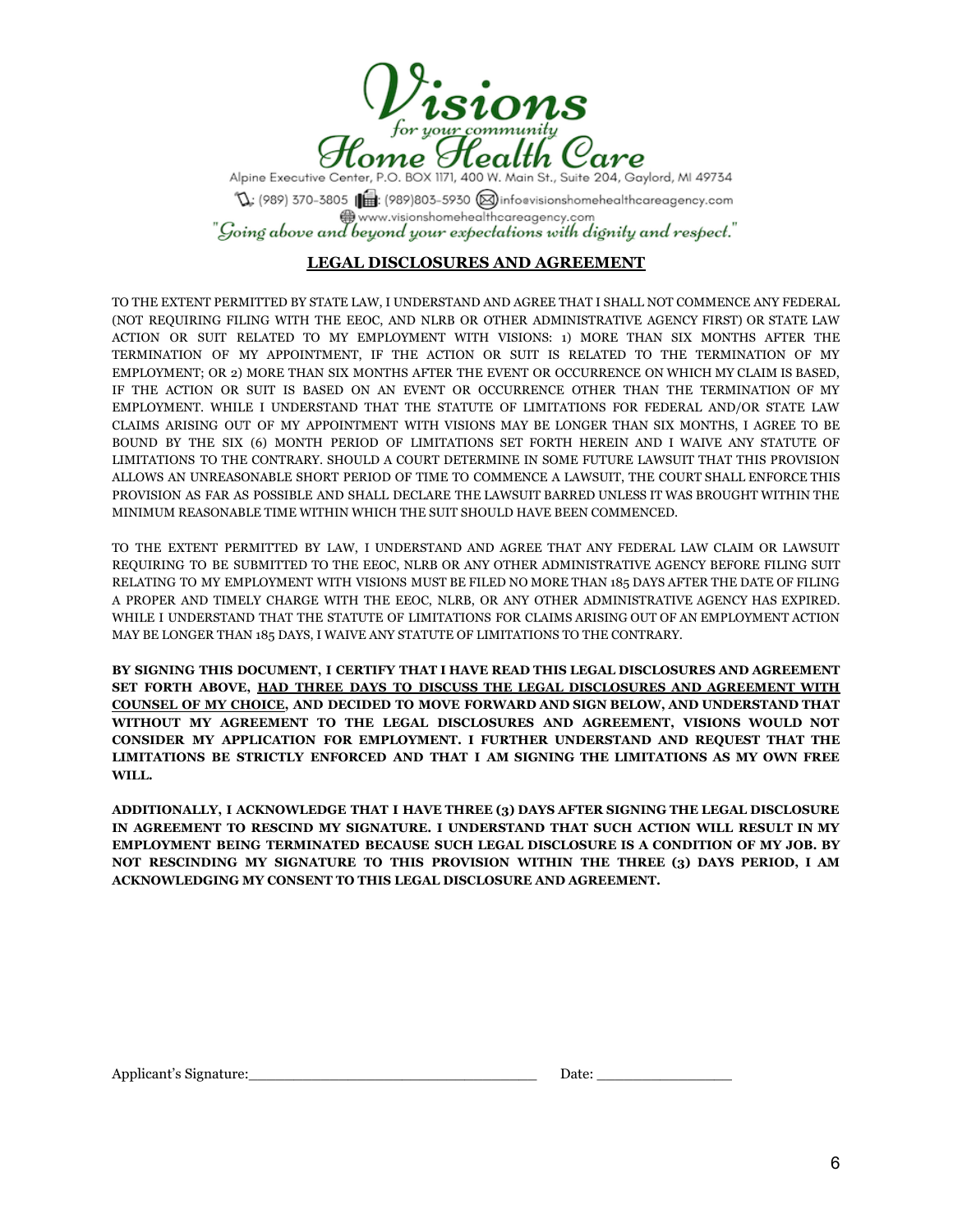Visions
*for your community*
Home Health Care

Alpine Executive Center, P.O. BOX 1171, 400 W. Main St., Suite 204, Gaylord, MI 49734

: (989) 370-3805 : (989)803-5930 info@visionshomehealthcareagency.com

www.visionshomehealthcareagency.com

*"Going above and beyond your expectations with dignity and respect."*

## LEGAL DISCLOSURES AND AGREEMENT

TO THE EXTENT PERMITTED BY STATE LAW, I UNDERSTAND AND AGREE THAT I SHALL NOT COMMENCE ANY FEDERAL (NOT REQUIRING FILING WITH THE EEOC, AND NLRB OR OTHER ADMINISTRATIVE AGENCY FIRST) OR STATE LAW ACTION OR SUIT RELATED TO MY EMPLOYMENT WITH VISIONS: 1) MORE THAN SIX MONTHS AFTER THE TERMINATION OF MY APPOINTMENT, IF THE ACTION OR SUIT IS RELATED TO THE TERMINATION OF MY EMPLOYMENT; OR 2) MORE THAN SIX MONTHS AFTER THE EVENT OR OCCURRENCE ON WHICH MY CLAIM IS BASED, IF THE ACTION OR SUIT IS BASED ON AN EVENT OR OCCURRENCE OTHER THAN THE TERMINATION OF MY EMPLOYMENT. WHILE I UNDERSTAND THAT THE STATUTE OF LIMITATIONS FOR FEDERAL AND/OR STATE LAW CLAIMS ARISING OUT OF MY APPOINTMENT WITH VISIONS MAY BE LONGER THAN SIX MONTHS, I AGREE TO BE BOUND BY THE SIX (6) MONTH PERIOD OF LIMITATIONS SET FORTH HEREIN AND I WAIVE ANY STATUTE OF LIMITATIONS TO THE CONTRARY. SHOULD A COURT DETERMINE IN SOME FUTURE LAWSUIT THAT THIS PROVISION ALLOWS AN UNREASONABLE SHORT PERIOD OF TIME TO COMMENCE A LAWSUIT, THE COURT SHALL ENFORCE THIS PROVISION AS FAR AS POSSIBLE AND SHALL DECLARE THE LAWSUIT BARRED UNLESS IT WAS BROUGHT WITHIN THE MINIMUM REASONABLE TIME WITHIN WHICH THE SUIT SHOULD HAVE BEEN COMMENCED.

TO THE EXTENT PERMITTED BY LAW, I UNDERSTAND AND AGREE THAT ANY FEDERAL LAW CLAIM OR LAWSUIT REQUIRING TO BE SUBMITTED TO THE EEOC, NLRB OR ANY OTHER ADMINISTRATIVE AGENCY BEFORE FILING SUIT RELATING TO MY EMPLOYMENT WITH VISIONS MUST BE FILED NO MORE THAN 185 DAYS AFTER THE DATE OF FILING A PROPER AND TIMELY CHARGE WITH THE EEOC, NLRB, OR ANY OTHER ADMINISTRATIVE AGENCY HAS EXPIRED. WHILE I UNDERSTAND THAT THE STATUTE OF LIMITATIONS FOR CLAIMS ARISING OUT OF AN EMPLOYMENT ACTION MAY BE LONGER THAN 185 DAYS, I WAIVE ANY STATUTE OF LIMITATIONS TO THE CONTRARY.

**BY SIGNING THIS DOCUMENT, I CERTIFY THAT I HAVE READ THIS LEGAL DISCLOSURES AND AGREEMENT SET FORTH ABOVE, <u>HAD THREE DAYS TO DISCUSS THE LEGAL DISCLOSURES AND AGREEMENT WITH COUNSEL OF MY CHOICE</u>, AND DECIDED TO MOVE FORWARD AND SIGN BELOW, AND UNDERSTAND THAT WITHOUT MY AGREEMENT TO THE LEGAL DISCLOSURES AND AGREEMENT, VISIONS WOULD NOT CONSIDER MY APPLICATION FOR EMPLOYMENT. I FURTHER UNDERSTAND AND REQUEST THAT THE LIMITATIONS BE STRICTLY ENFORCED AND THAT I AM SIGNING THE LIMITATIONS AS MY OWN FREE WILL.**

**ADDITIONALLY, I ACKNOWLEDGE THAT I HAVE THREE (3) DAYS AFTER SIGNING THE LEGAL DISCLOSURE IN AGREEMENT TO RESCIND MY SIGNATURE. I UNDERSTAND THAT SUCH ACTION WILL RESULT IN MY EMPLOYMENT BEING TERMINATED BECAUSE SUCH LEGAL DISCLOSURE IS A CONDITION OF MY JOB. BY NOT RESCINDING MY SIGNATURE TO THIS PROVISION WITHIN THE THREE (3) DAYS PERIOD, I AM ACKNOWLEDGING MY CONSENT TO THIS LEGAL DISCLOSURE AND AGREEMENT.**

Applicant's Signature:________________________________ Date: _______________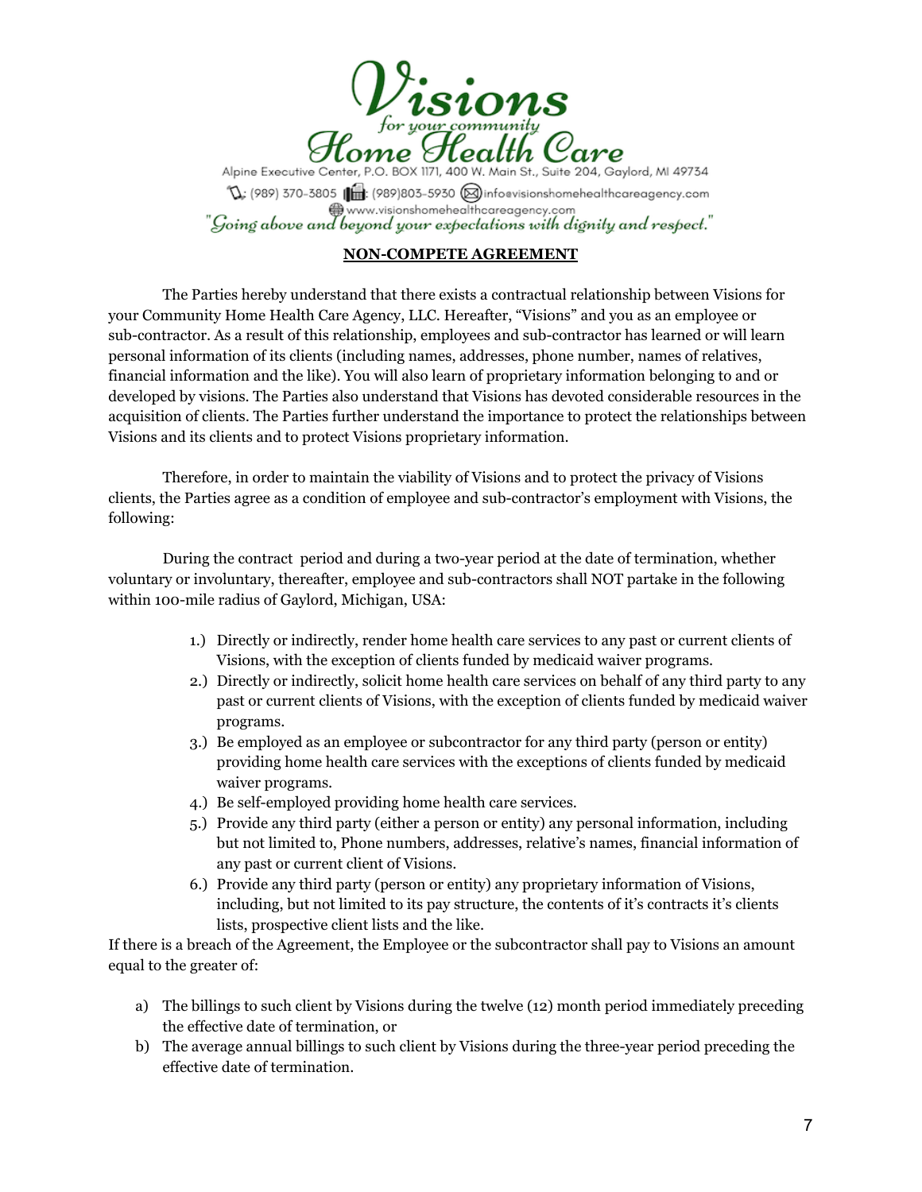Visions for your community Home Health Care

Alpine Executive Center, P.O. BOX 1171, 400 W. Main St., Suite 204, Gaylord, MI 49734

(989) 370-3805 | (989)803-5930 | info@visionshomehealthcareagency.com

www.visionshomehealthcareagency.com

*"Going above and beyond your expectations with dignity and respect."*

**NON-COMPETE AGREEMENT**

The Parties hereby understand that there exists a contractual relationship between Visions for your Community Home Health Care Agency, LLC. Hereafter, "Visions" and you as an employee or sub-contractor. As a result of this relationship, employees and sub-contractor has learned or will learn personal information of its clients (including names, addresses, phone number, names of relatives, financial information and the like). You will also learn of proprietary information belonging to and or developed by visions. The Parties also understand that Visions has devoted considerable resources in the acquisition of clients. The Parties further understand the importance to protect the relationships between Visions and its clients and to protect Visions proprietary information.

Therefore, in order to maintain the viability of Visions and to protect the privacy of Visions clients, the Parties agree as a condition of employee and sub-contractor's employment with Visions, the following:

During the contract period and during a two-year period at the date of termination, whether voluntary or involuntary, thereafter, employee and sub-contractors shall NOT partake in the following within 100-mile radius of Gaylord, Michigan, USA:

1.) Directly or indirectly, render home health care services to any past or current clients of Visions, with the exception of clients funded by medicaid waiver programs.
2.) Directly or indirectly, solicit home health care services on behalf of any third party to any past or current clients of Visions, with the exception of clients funded by medicaid waiver programs.
3.) Be employed as an employee or subcontractor for any third party (person or entity) providing home health care services with the exceptions of clients funded by medicaid waiver programs.
4.) Be self-employed providing home health care services.
5.) Provide any third party (either a person or entity) any personal information, including but not limited to, Phone numbers, addresses, relative's names, financial information of any past or current client of Visions.
6.) Provide any third party (person or entity) any proprietary information of Visions, including, but not limited to its pay structure, the contents of it's contracts it's clients lists, prospective client lists and the like.

If there is a breach of the Agreement, the Employee or the subcontractor shall pay to Visions an amount equal to the greater of:

a) The billings to such client by Visions during the twelve (12) month period immediately preceding the effective date of termination, or
b) The average annual billings to such client by Visions during the three-year period preceding the effective date of termination.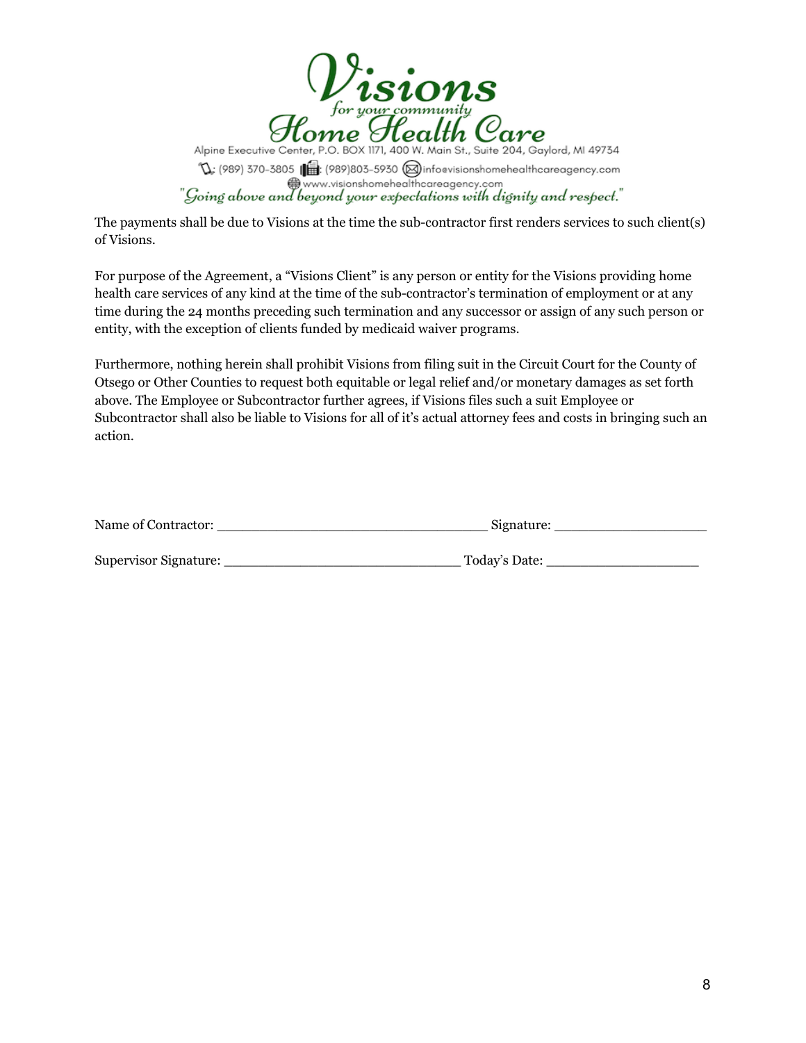The payments shall be due to Visions at the time the sub-contractor first renders services to such client(s) of Visions.

For purpose of the Agreement, a "Visions Client" is any person or entity for the Visions providing home health care services of any kind at the time of the sub-contractor's termination of employment or at any time during the 24 months preceding such termination and any successor or assign of any such person or entity, with the exception of clients funded by medicaid waiver programs.

Furthermore, nothing herein shall prohibit Visions from filing suit in the Circuit Court for the County of Otsego or Other Counties to request both equitable or legal relief and/or monetary damages as set forth above. The Employee or Subcontractor further agrees, if Visions files such a suit Employee or Subcontractor shall also be liable to Visions for all of it's actual attorney fees and costs in bringing such an action.

Name of Contractor: ________________________________ Signature: ________________

Supervisor Signature: ___________________________ Today's Date: ________________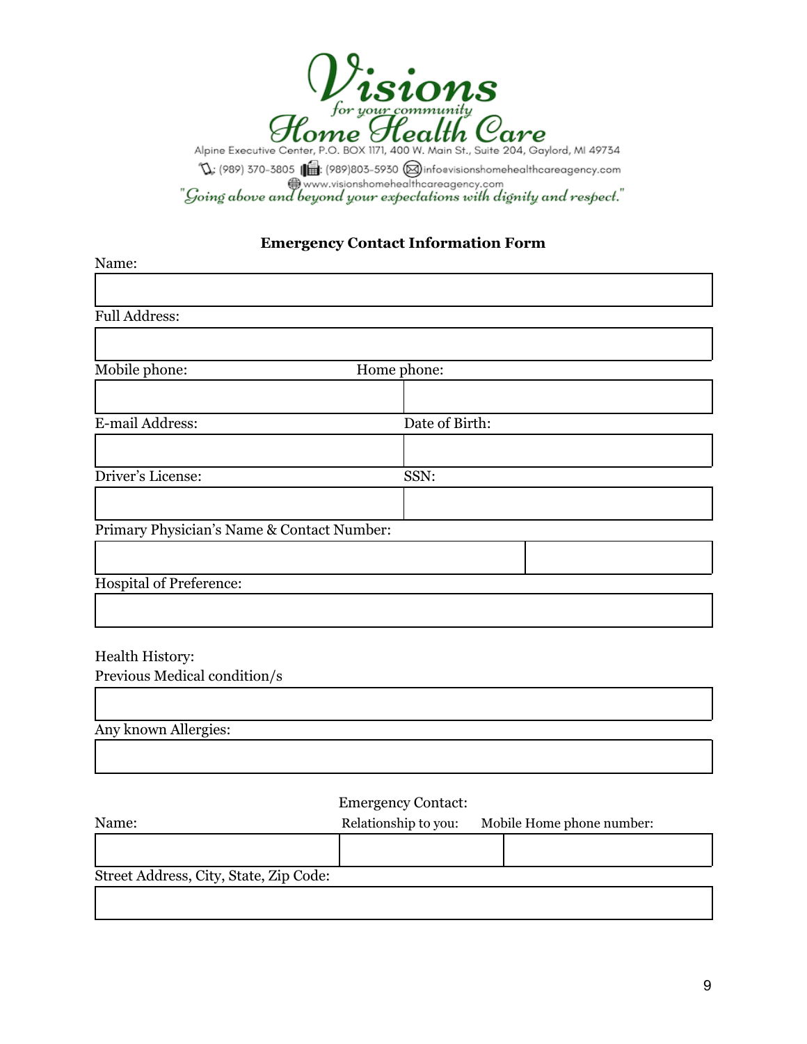# Visions

*for your community*

## Home Health Care

Alpine Executive Center, P.O. BOX 1171, 400 W. Main St., Suite 204, Gaylord, MI 49734

: (989) 370-3805 : (989)803-5930 infoevisionshomehealthcareagency.com

www.visionshomehealthcareagency.com

*"Going above and beyond your expectations with dignity and respect."*

**Emergency Contact Information Form**

Name:

| |
|---|
| |

Full Address:

| |
|---|
| |

| Mobile phone: | Home phone: |
|---|---|
| | |

| E-mail Address: | Date of Birth: |
|---|---|
| | |

| Driver's License: | SSN: |
|---|---|
| | |

Primary Physician's Name & Contact Number:

| | |
|---|---|
| | |

Hospital of Preference:

| |
|---|
| |

Health History:

Previous Medical condition/s

| |
|---|
| |

Any known Allergies:

| |
|---|
| |

Emergency Contact:

| Name: | Relationship to you: | Mobile Home phone number: |
|---|---|---|
| | | |

Street Address, City, State, Zip Code:

| |
|---|
| |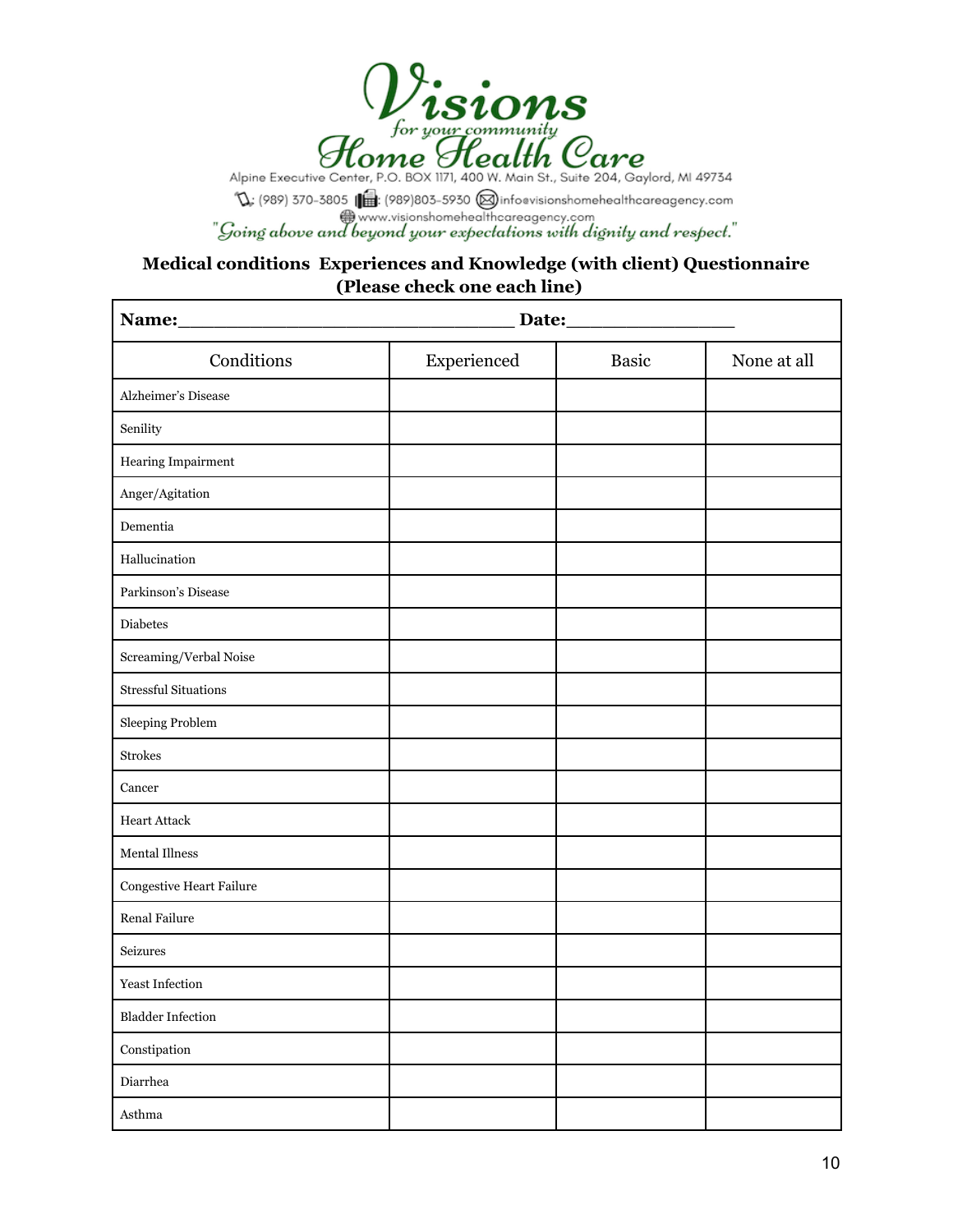# Visions

*for your community*

# Home Health Care

Alpine Executive Center, P.O. BOX 1171, 400 W. Main St., Suite 204, Gaylord, MI 49734

: (989) 370-3805 : (989)803-5930 info@visionshomehealthcareagency.com

www.visionshomehealthcareagency.com

*"Going above and beyond your expectations with dignity and respect."*

**Medical conditions Experiences and Knowledge (with client) Questionnaire**
**(Please check one each line)**

**Name:\_\_\_\_\_\_\_\_\_\_\_\_\_\_\_\_\_\_\_\_\_\_\_\_\_\_\_\_\_\_\_ Date:\_\_\_\_\_\_\_\_\_\_\_\_\_\_\_**

| Conditions | Experienced | Basic | None at all |
|---|---|---|---|
| Alzheimer's Disease | | | |
| Senility | | | |
| Hearing Impairment | | | |
| Anger/Agitation | | | |
| Dementia | | | |
| Hallucination | | | |
| Parkinson's Disease | | | |
| Diabetes | | | |
| Screaming/Verbal Noise | | | |
| Stressful Situations | | | |
| Sleeping Problem | | | |
| Strokes | | | |
| Cancer | | | |
| Heart Attack | | | |
| Mental Illness | | | |
| Congestive Heart Failure | | | |
| Renal Failure | | | |
| Seizures | | | |
| Yeast Infection | | | |
| Bladder Infection | | | |
| Constipation | | | |
| Diarrhea | | | |
| Asthma | | | |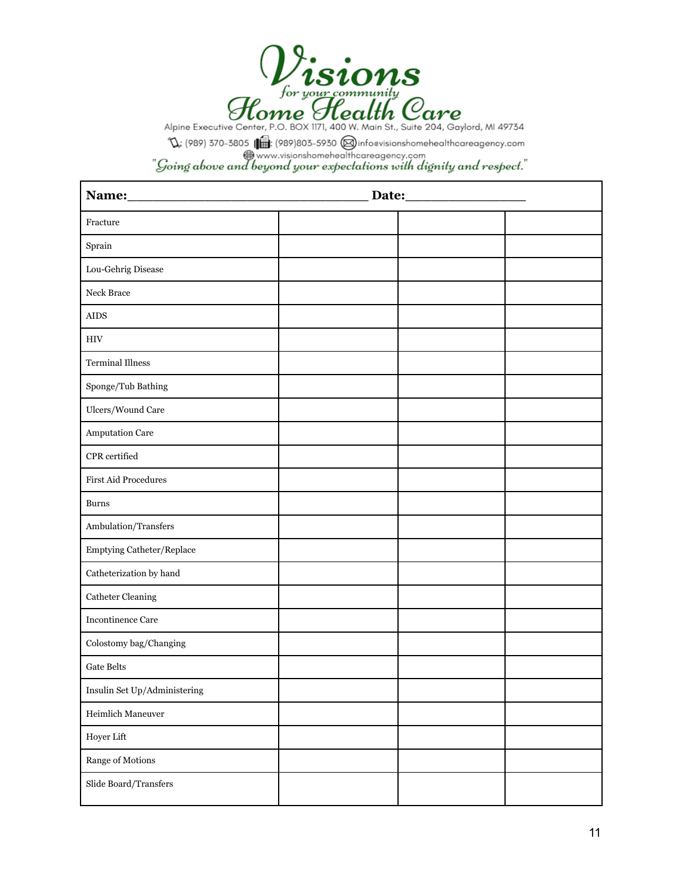# Visions

*for your community*

# Home Health Care

Alpine Executive Center, P.O. BOX 1171, 400 W. Main St., Suite 204, Gaylord, MI 49734

(989) 370-3805 | (989)803-5930 | infoevisionshomehealthcareagency.com

www.visionshomehealthcareagency.com

*"Going above and beyond your expectations with dignity and respect."*

| **Name:________________________________ Date:________________** | | | |
|---|---|---|---|
| Fracture | | | |
| Sprain | | | |
| Lou-Gehrig Disease | | | |
| Neck Brace | | | |
| AIDS | | | |
| HIV | | | |
| Terminal Illness | | | |
| Sponge/Tub Bathing | | | |
| Ulcers/Wound Care | | | |
| Amputation Care | | | |
| CPR certified | | | |
| First Aid Procedures | | | |
| Burns | | | |
| Ambulation/Transfers | | | |
| Emptying Catheter/Replace | | | |
| Catheterization by hand | | | |
| Catheter Cleaning | | | |
| Incontinence Care | | | |
| Colostomy bag/Changing | | | |
| Gate Belts | | | |
| Insulin Set Up/Administering | | | |
| Heimlich Maneuver | | | |
| Hoyer Lift | | | |
| Range of Motions | | | |
| Slide Board/Transfers | | | |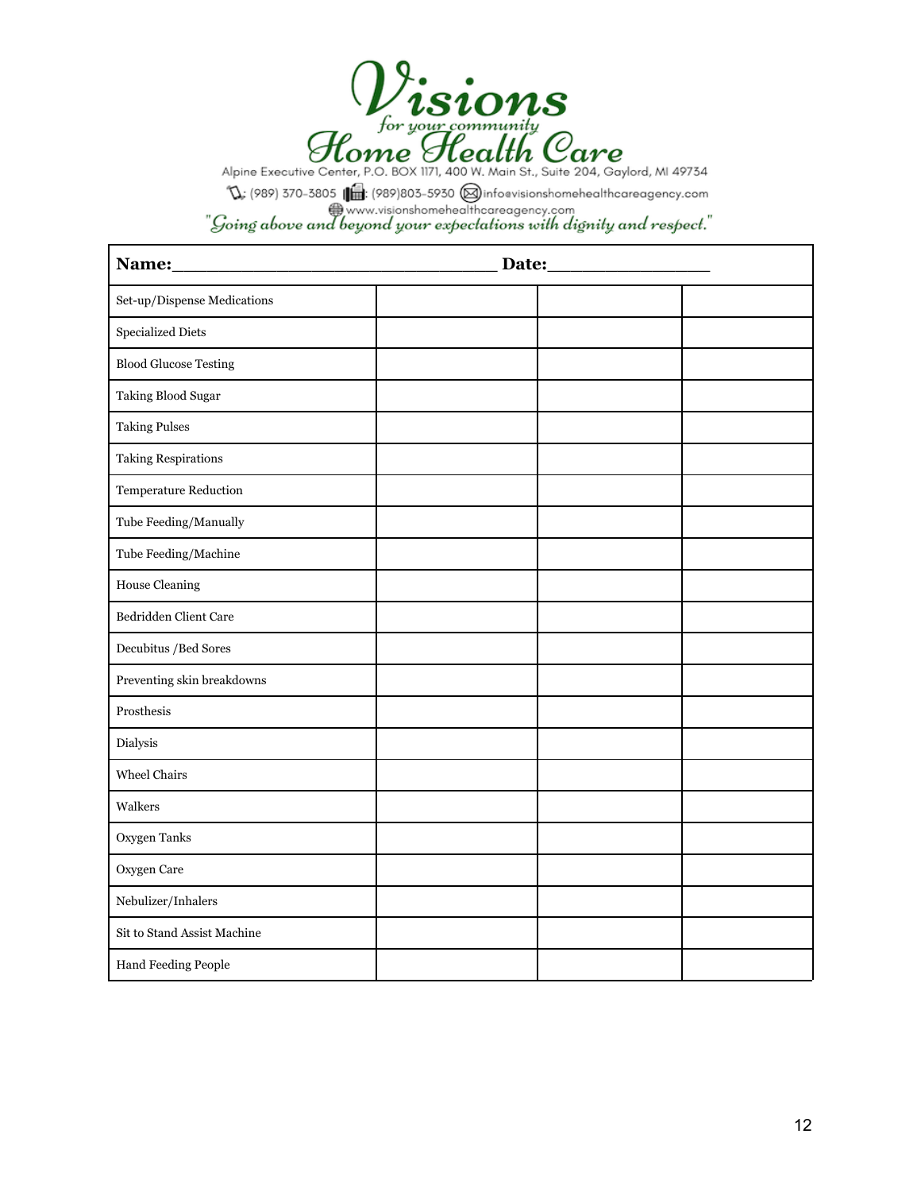# Visions

*for your community*

# Home Health Care

Alpine Executive Center, P.O. BOX 1171, 400 W. Main St., Suite 204, Gaylord, MI 49734

: (989) 370-3805 : (989)803-5930 infoevisionshomehealthcareagency.com

www.visionshomehealthcareagency.com

*"Going above and beyond your expectations with dignity and respect."*

| **Name:\_\_\_\_\_\_\_\_\_\_\_\_\_\_\_\_\_\_\_\_\_\_\_\_\_\_\_\_\_\_\_\_\_\_ Date:\_\_\_\_\_\_\_\_\_\_\_\_\_\_\_\_** | | | |
|---|---|---|---|
| Set-up/Dispense Medications | | | |
| Specialized Diets | | | |
| Blood Glucose Testing | | | |
| Taking Blood Sugar | | | |
| Taking Pulses | | | |
| Taking Respirations | | | |
| Temperature Reduction | | | |
| Tube Feeding/Manually | | | |
| Tube Feeding/Machine | | | |
| House Cleaning | | | |
| Bedridden Client Care | | | |
| Decubitus /Bed Sores | | | |
| Preventing skin breakdowns | | | |
| Prosthesis | | | |
| Dialysis | | | |
| Wheel Chairs | | | |
| Walkers | | | |
| Oxygen Tanks | | | |
| Oxygen Care | | | |
| Nebulizer/Inhalers | | | |
| Sit to Stand Assist Machine | | | |
| Hand Feeding People | | | |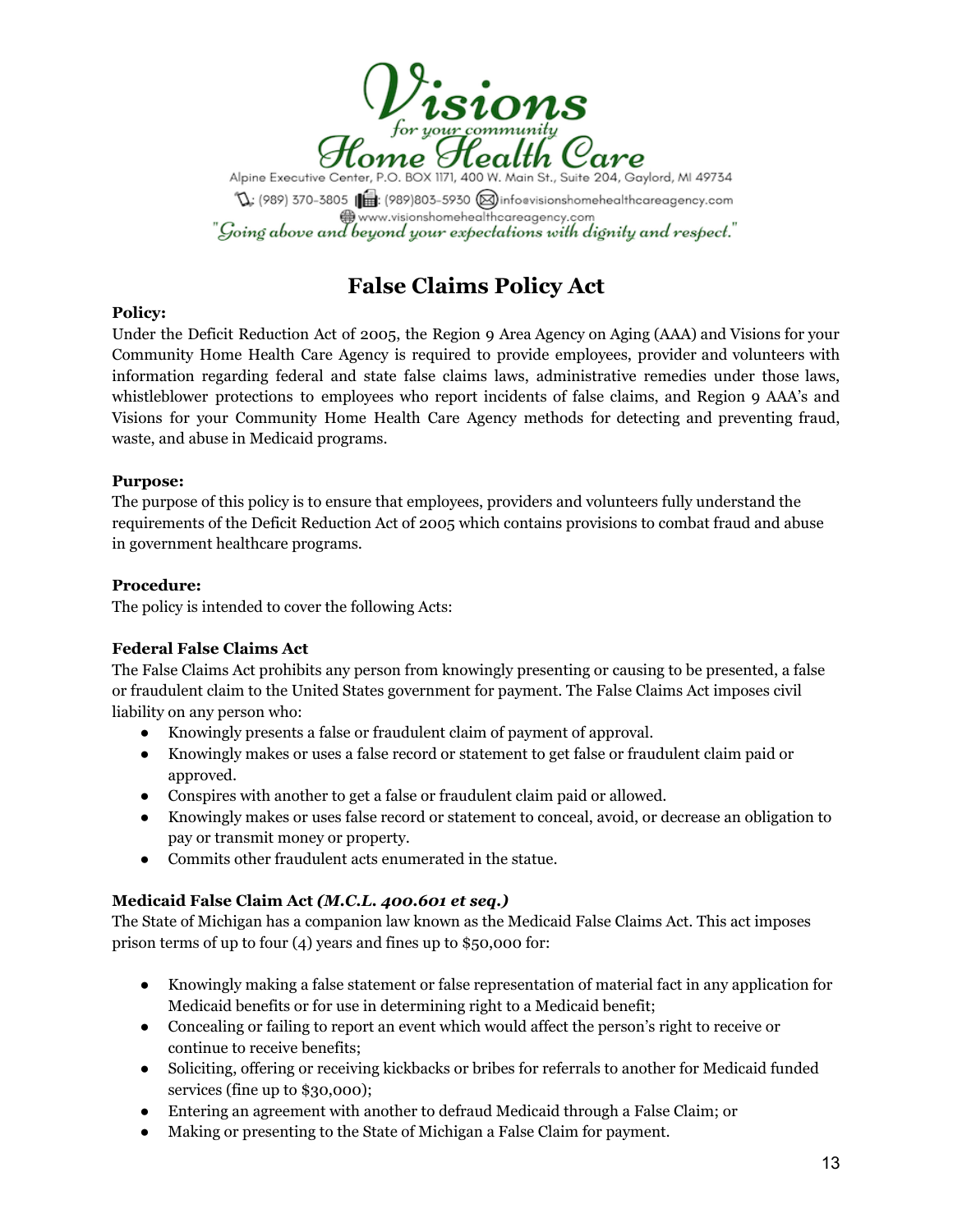# Visions

*for your community*

## Home Health Care

Alpine Executive Center, P.O. BOX 1171, 400 W. Main St., Suite 204, Gaylord, MI 49734

: (989) 370-3805 : (989)803-5930 infoevisionshomehealthcareagency.com

www.visionshomehealthcareagency.com

*"Going above and beyond your expectations with dignity and respect."*

# False Claims Policy Act

**Policy:**

Under the Deficit Reduction Act of 2005, the Region 9 Area Agency on Aging (AAA) and Visions for your Community Home Health Care Agency is required to provide employees, provider and volunteers with information regarding federal and state false claims laws, administrative remedies under those laws, whistleblower protections to employees who report incidents of false claims, and Region 9 AAA's and Visions for your Community Home Health Care Agency methods for detecting and preventing fraud, waste, and abuse in Medicaid programs.

**Purpose:**

The purpose of this policy is to ensure that employees, providers and volunteers fully understand the requirements of the Deficit Reduction Act of 2005 which contains provisions to combat fraud and abuse in government healthcare programs.

**Procedure:**

The policy is intended to cover the following Acts:

**Federal False Claims Act**

The False Claims Act prohibits any person from knowingly presenting or causing to be presented, a false or fraudulent claim to the United States government for payment. The False Claims Act imposes civil liability on any person who:

- Knowingly presents a false or fraudulent claim of payment of approval.
- Knowingly makes or uses a false record or statement to get false or fraudulent claim paid or approved.
- Conspires with another to get a false or fraudulent claim paid or allowed.
- Knowingly makes or uses false record or statement to conceal, avoid, or decrease an obligation to pay or transmit money or property.
- Commits other fraudulent acts enumerated in the statue.

**Medicaid False Claim Act *(M.C.L. 400.601 et seq.)***

The State of Michigan has a companion law known as the Medicaid False Claims Act. This act imposes prison terms of up to four (4) years and fines up to $50,000 for:

- Knowingly making a false statement or false representation of material fact in any application for Medicaid benefits or for use in determining right to a Medicaid benefit;
- Concealing or failing to report an event which would affect the person's right to receive or continue to receive benefits;
- Soliciting, offering or receiving kickbacks or bribes for referrals to another for Medicaid funded services (fine up to $30,000);
- Entering an agreement with another to defraud Medicaid through a False Claim; or
- Making or presenting to the State of Michigan a False Claim for payment.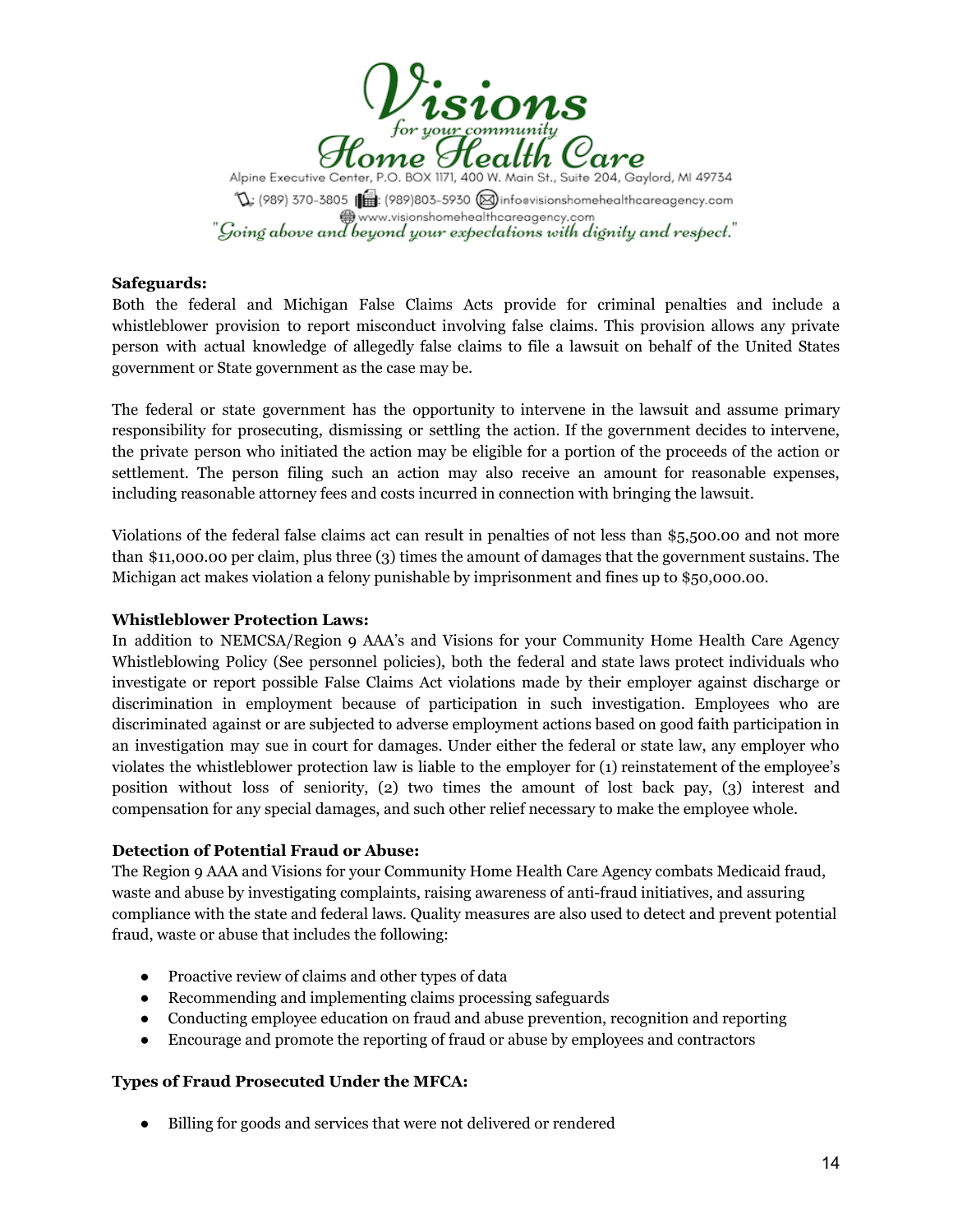**Safeguards:**

Both the federal and Michigan False Claims Acts provide for criminal penalties and include a whistleblower provision to report misconduct involving false claims. This provision allows any private person with actual knowledge of allegedly false claims to file a lawsuit on behalf of the United States government or State government as the case may be.

The federal or state government has the opportunity to intervene in the lawsuit and assume primary responsibility for prosecuting, dismissing or settling the action. If the government decides to intervene, the private person who initiated the action may be eligible for a portion of the proceeds of the action or settlement. The person filing such an action may also receive an amount for reasonable expenses, including reasonable attorney fees and costs incurred in connection with bringing the lawsuit.

Violations of the federal false claims act can result in penalties of not less than $5,500.00 and not more than $11,000.00 per claim, plus three (3) times the amount of damages that the government sustains. The Michigan act makes violation a felony punishable by imprisonment and fines up to $50,000.00.

**Whistleblower Protection Laws:**

In addition to NEMCSA/Region 9 AAA's and Visions for your Community Home Health Care Agency Whistleblowing Policy (See personnel policies), both the federal and state laws protect individuals who investigate or report possible False Claims Act violations made by their employer against discharge or discrimination in employment because of participation in such investigation. Employees who are discriminated against or are subjected to adverse employment actions based on good faith participation in an investigation may sue in court for damages. Under either the federal or state law, any employer who violates the whistleblower protection law is liable to the employer for (1) reinstatement of the employee's position without loss of seniority, (2) two times the amount of lost back pay, (3) interest and compensation for any special damages, and such other relief necessary to make the employee whole.

**Detection of Potential Fraud or Abuse:**

The Region 9 AAA and Visions for your Community Home Health Care Agency combats Medicaid fraud, waste and abuse by investigating complaints, raising awareness of anti-fraud initiatives, and assuring compliance with the state and federal laws. Quality measures are also used to detect and prevent potential fraud, waste or abuse that includes the following:

- Proactive review of claims and other types of data
- Recommending and implementing claims processing safeguards
- Conducting employee education on fraud and abuse prevention, recognition and reporting
- Encourage and promote the reporting of fraud or abuse by employees and contractors

**Types of Fraud Prosecuted Under the MFCA:**

- Billing for goods and services that were not delivered or rendered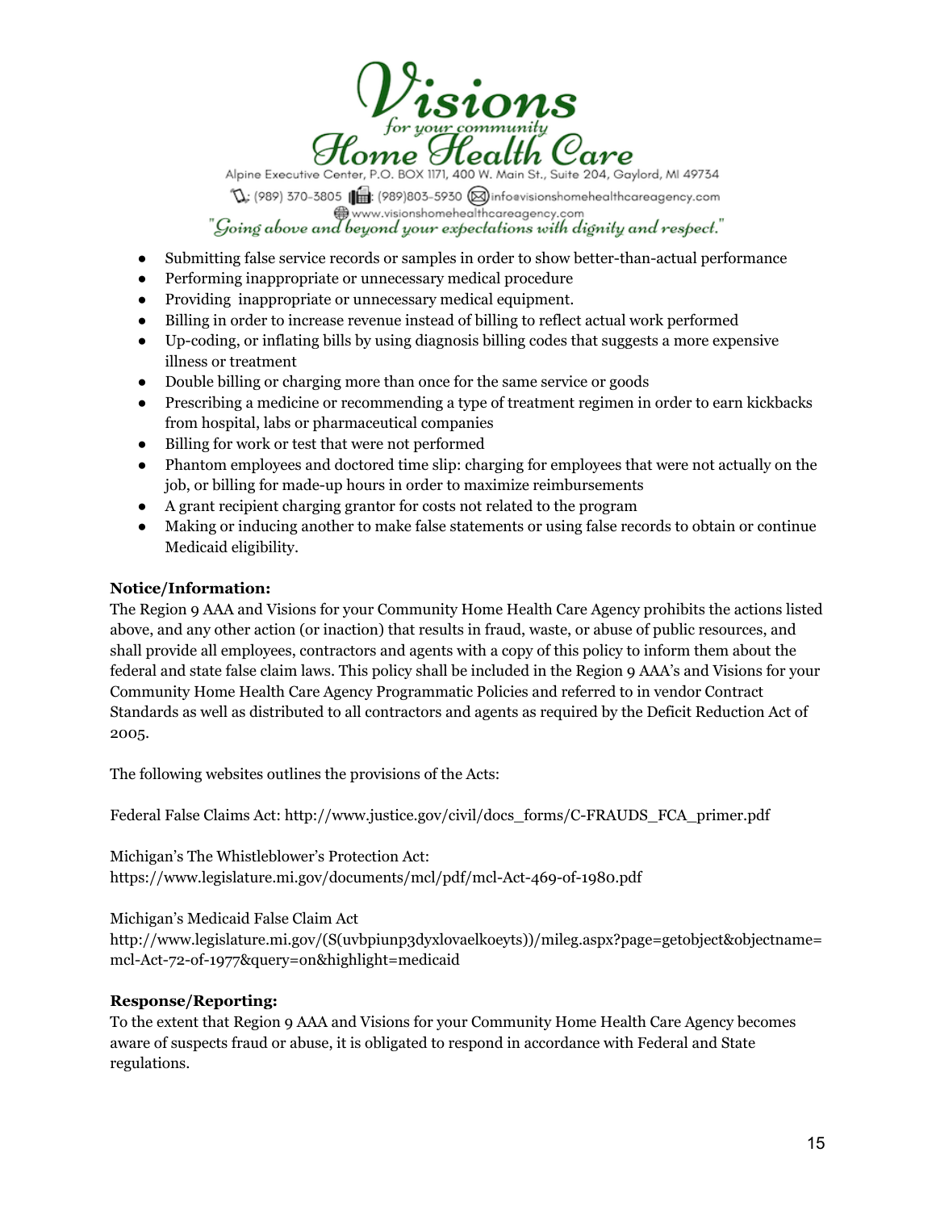- Submitting false service records or samples in order to show better-than-actual performance
- Performing inappropriate or unnecessary medical procedure
- Providing  inappropriate or unnecessary medical equipment.
- Billing in order to increase revenue instead of billing to reflect actual work performed
- Up-coding, or inflating bills by using diagnosis billing codes that suggests a more expensive illness or treatment
- Double billing or charging more than once for the same service or goods
- Prescribing a medicine or recommending a type of treatment regimen in order to earn kickbacks from hospital, labs or pharmaceutical companies
- Billing for work or test that were not performed
- Phantom employees and doctored time slip: charging for employees that were not actually on the job, or billing for made-up hours in order to maximize reimbursements
- A grant recipient charging grantor for costs not related to the program
- Making or inducing another to make false statements or using false records to obtain or continue Medicaid eligibility.

**Notice/Information:**
The Region 9 AAA and Visions for your Community Home Health Care Agency prohibits the actions listed above, and any other action (or inaction) that results in fraud, waste, or abuse of public resources, and shall provide all employees, contractors and agents with a copy of this policy to inform them about the federal and state false claim laws. This policy shall be included in the Region 9 AAA's and Visions for your Community Home Health Care Agency Programmatic Policies and referred to in vendor Contract Standards as well as distributed to all contractors and agents as required by the Deficit Reduction Act of 2005.

The following websites outlines the provisions of the Acts:

Federal False Claims Act: http://www.justice.gov/civil/docs_forms/C-FRAUDS_FCA_primer.pdf

Michigan's The Whistleblower's Protection Act:
https://www.legislature.mi.gov/documents/mcl/pdf/mcl-Act-469-of-1980.pdf

Michigan's Medicaid False Claim Act
http://www.legislature.mi.gov/(S(uvbpiunp3dyxlovaelkoeyts))/mileg.aspx?page=getobject&objectname=mcl-Act-72-of-1977&query=on&highlight=medicaid

**Response/Reporting:**
To the extent that Region 9 AAA and Visions for your Community Home Health Care Agency becomes aware of suspects fraud or abuse, it is obligated to respond in accordance with Federal and State regulations.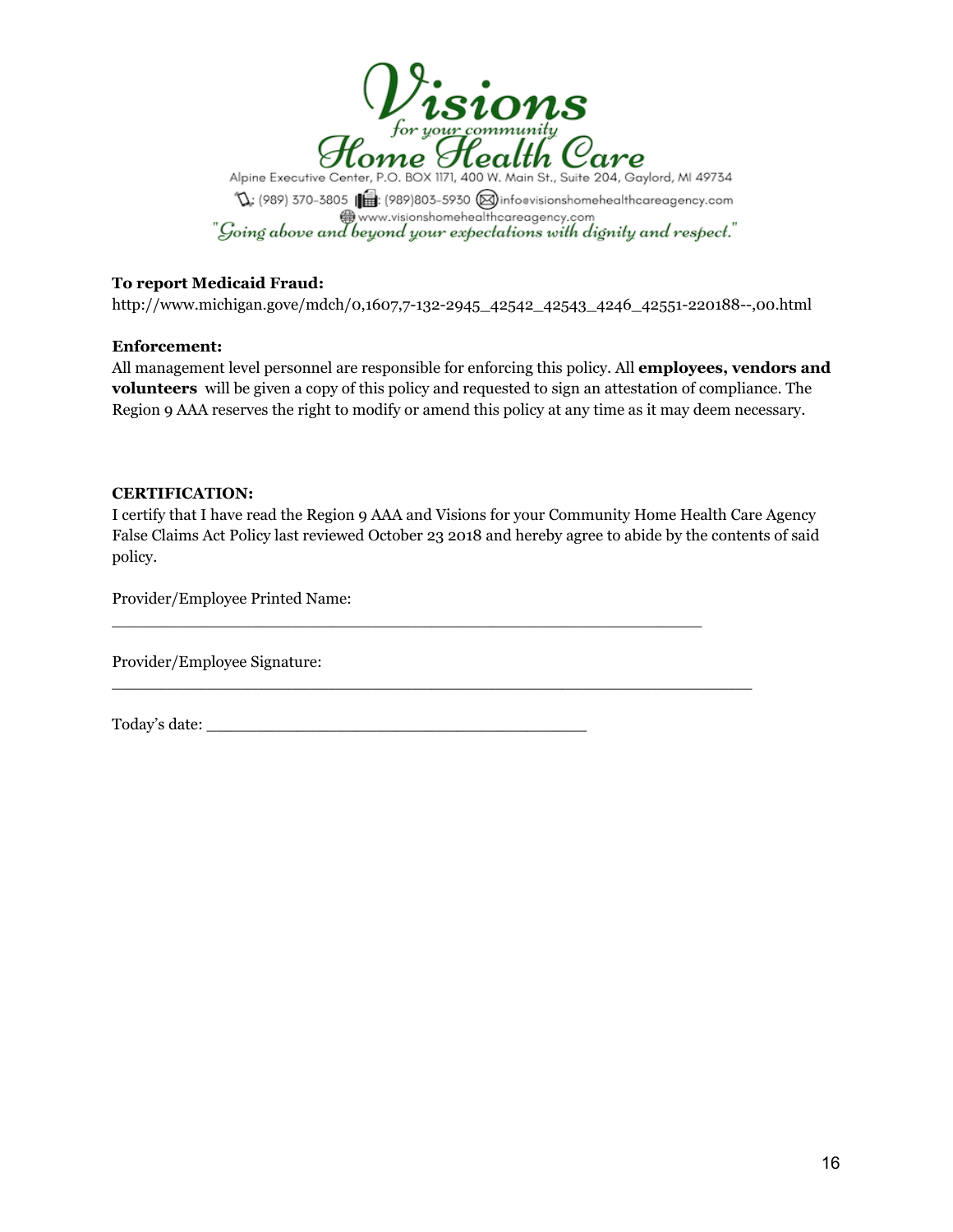Alpine Executive Center, P.O. BOX 1171, 400 W. Main St., Suite 204, Gaylord, MI 49734

(989) 370-3805 | (989)803-5930 | info@visionshomehealthcareagency.com

www.visionshomehealthcareagency.com

"Going above and beyond your expectations with dignity and respect."

**To report Medicaid Fraud:**
http://www.michigan.gove/mdch/0,1607,7-132-2945_42542_42543_4246_42551-220188--,00.html

**Enforcement:**
All management level personnel are responsible for enforcing this policy. All **employees, vendors and volunteers** will be given a copy of this policy and requested to sign an attestation of compliance. The Region 9 AAA reserves the right to modify or amend this policy at any time as it may deem necessary.

**CERTIFICATION:**
I certify that I have read the Region 9 AAA and Visions for your Community Home Health Care Agency False Claims Act Policy last reviewed October 23 2018 and hereby agree to abide by the contents of said policy.

Provider/Employee Printed Name:
_______________________________________________________________

Provider/Employee Signature:
____________________________________________________________________

Today's date: ________________________________________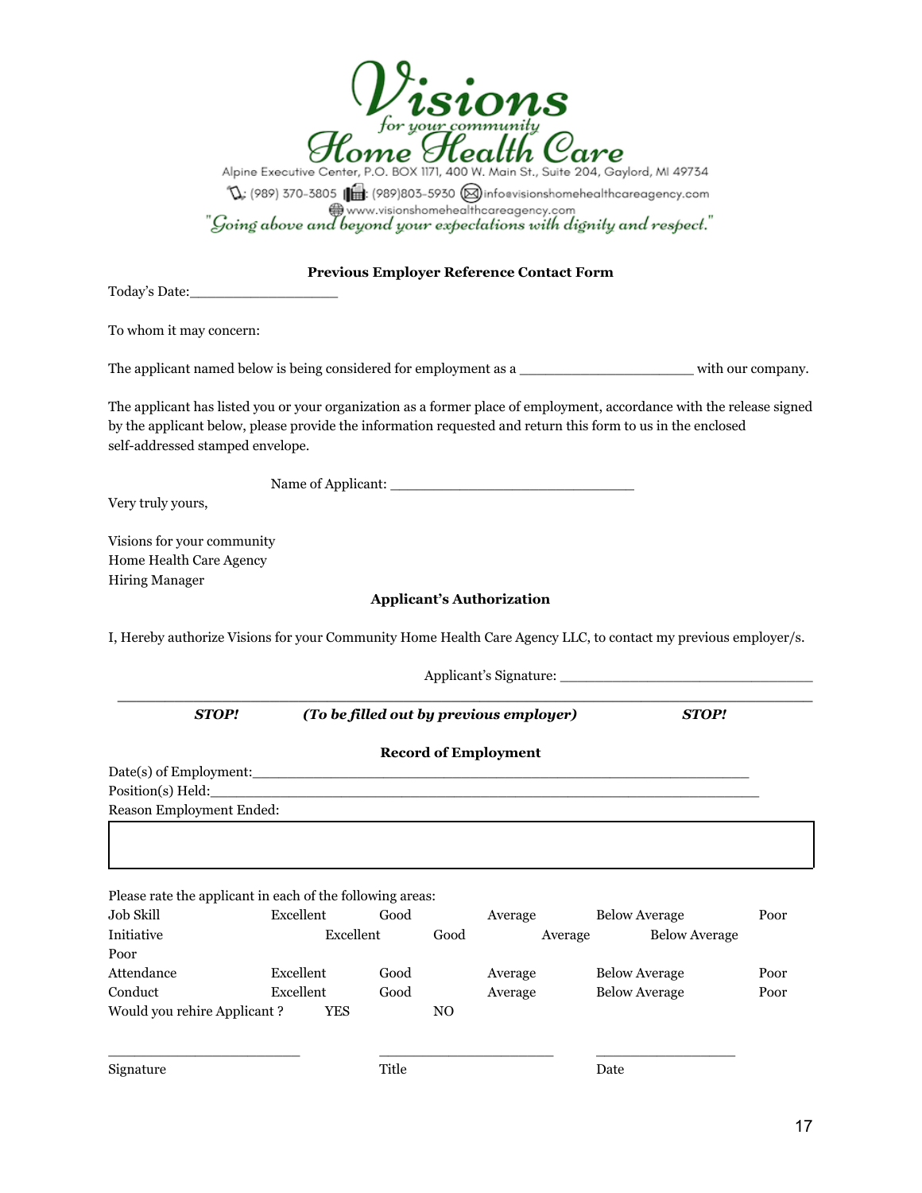# Visions
*for your community*
# Home Health Care

Alpine Executive Center, P.O. BOX 1171, 400 W. Main St., Suite 204, Gaylord, MI 49734

: (989) 370-3805 : (989)803-5930 infoevisionshomehealthcareagency.com

www.visionshomehealthcareagency.com

*"Going above and beyond your expectations with dignity and respect."*

**Previous Employer Reference Contact Form**

Today's Date:_________________

To whom it may concern:

The applicant named below is being considered for employment as a ___________________ with our company.

The applicant has listed you or your organization as a former place of employment, accordance with the release signed by the applicant below, please provide the information requested and return this form to us in the enclosed self-addressed stamped envelope.

Name of Applicant: ____________________________

Very truly yours,

Visions for your community
Home Health Care Agency
Hiring Manager

**Applicant's Authorization**

I, Hereby authorize Visions for your Community Home Health Care Agency LLC, to contact my previous employer/s.

Applicant's Signature: _____________________________

---

***STOP!*** ***(To be filled out by previous employer)*** ***STOP!***

**Record of Employment**

Date(s) of Employment:_________________________________________________________

Position(s) Held:____________________________________________________________

Reason Employment Ended:

| |
|---|
| |

Please rate the applicant in each of the following areas:

| | | | | | |
|---|---|---|---|---|---|
| Job Skill | Excellent | Good | Average | Below Average | Poor |
| Initiative | Excellent | Good | Average | Below Average | Poor |
| Attendance | Excellent | Good | Average | Below Average | Poor |
| Conduct | Excellent | Good | Average | Below Average | Poor |
| Would you rehire Applicant ? | YES | NO | | | |

______________________ ______________________ ________________

Signature Title Date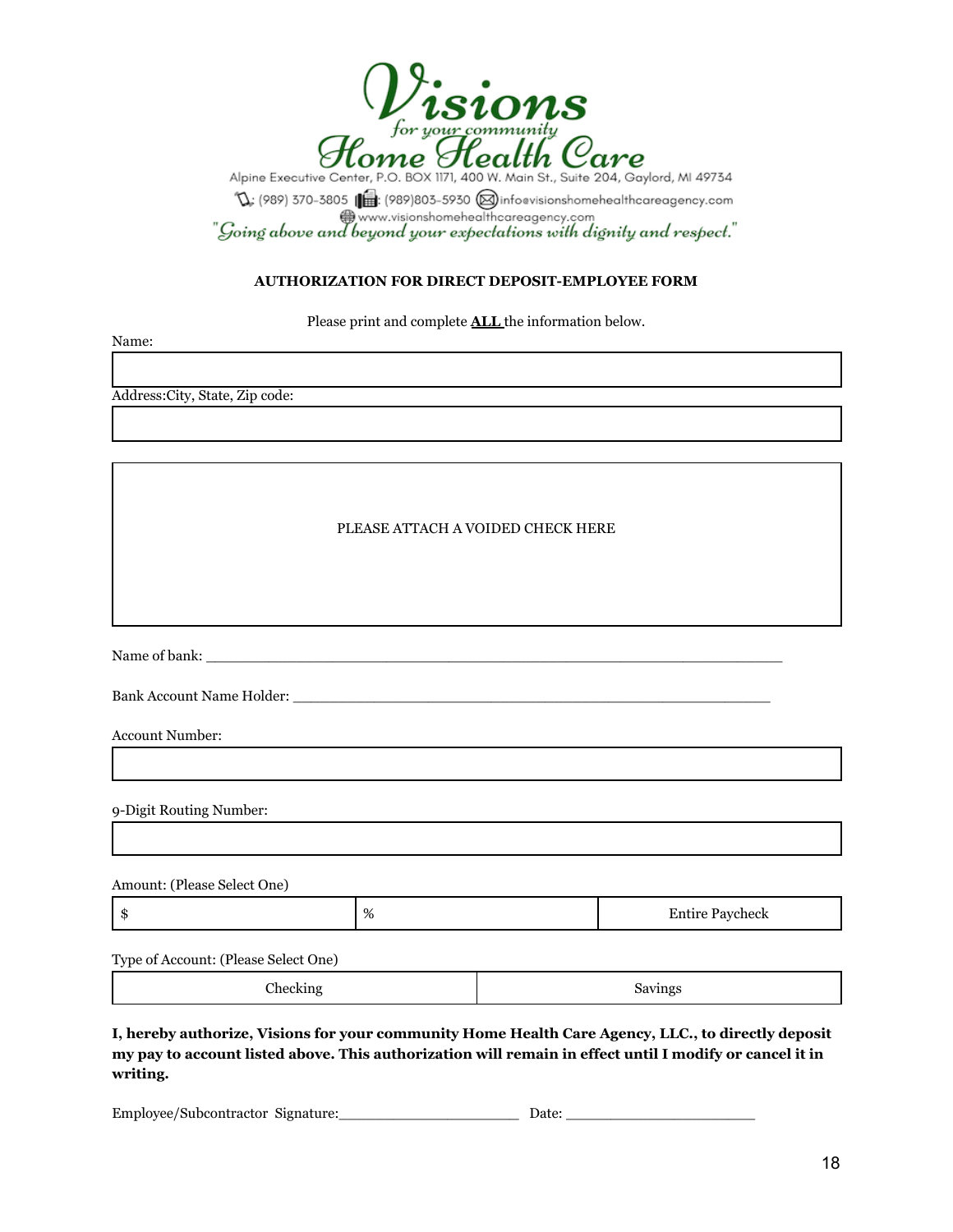Visions
for your community
Home Health Care
Alpine Executive Center, P.O. BOX 1171, 400 W. Main St., Suite 204, Gaylord, MI 49734
(989) 370-3805 (989)803-5930 infoevisionshomehealthcareagency.com
www.visionshomehealthcareagency.com
"Going above and beyond your expectations with dignity and respect."

**AUTHORIZATION FOR DIRECT DEPOSIT-EMPLOYEE FORM**

Please print and complete **ALL** the information below.

Name:

| |
|---|
| |

Address:City, State, Zip code:

| |
|---|
| |

| |
|---|
| PLEASE ATTACH A VOIDED CHECK HERE |

Name of bank: ___________________________________________________________________

Bank Account Name Holder: ________________________________________________________

Account Number:

| |
|---|
| |

9-Digit Routing Number:

| |
|---|
| |

Amount: (Please Select One)

| | | |
|---|---|---|
| $ | % | Entire Paycheck |

Type of Account: (Please Select One)

| | |
|---|---|
| Checking | Savings |

**I, hereby authorize, Visions for your community Home Health Care Agency, LLC., to directly deposit my pay to account listed above. This authorization will remain in effect until I modify or cancel it in writing.**

Employee/Subcontractor Signature:____________________ Date: ______________________